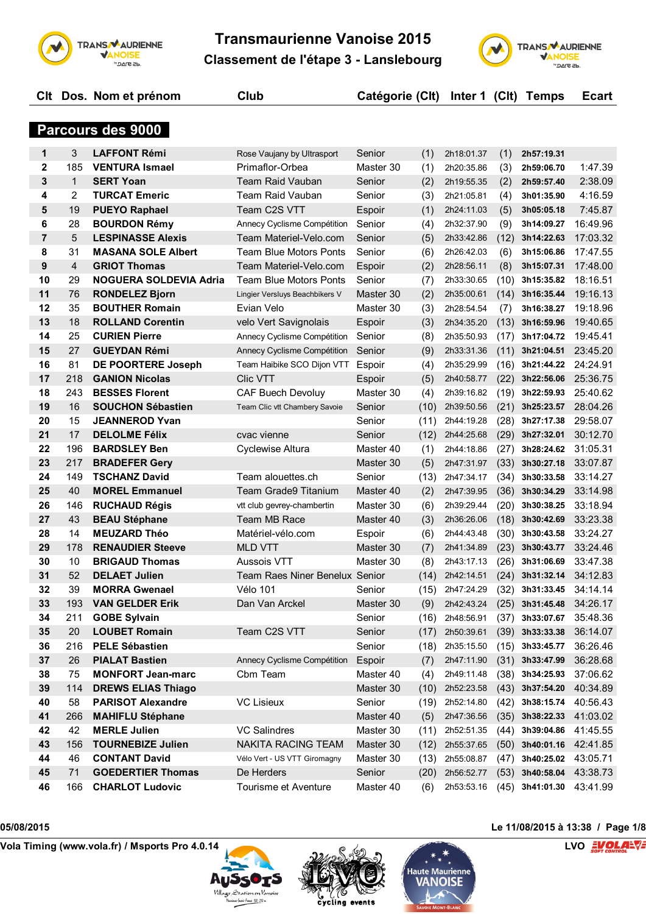# Transmaurienne Vanoise 2015

## Classement de l'étape 3 - Lanslebourg

### Parcours des 9000

| Clt | Dos. | Nom et prénom | Club | Catégorie | (Clt) | Inter 1 | (Clt) | Temps | Ecart |
|---|---|---|---|---|---|---|---|---|---|
| 1 | 3 | **LAFFONT Rémi** | Rose Vaujany by Ultrasport | Senior | (1) | 2h18:01.37 | (1) | **2h57:19.31** | |
| 2 | 185 | **VENTURA Ismael** | Primaflor-Orbea | Master 30 | (1) | 2h20:35.86 | (3) | **2h59:06.70** | 1:47.39 |
| 3 | 1 | **SERT Yoan** | Team Raid Vauban | Senior | (2) | 2h19:55.35 | (2) | **2h59:57.40** | 2:38.09 |
| 4 | 2 | **TURCAT Emeric** | Team Raid Vauban | Senior | (3) | 2h21:05.81 | (4) | **3h01:35.90** | 4:16.59 |
| 5 | 19 | **PUEYO Raphael** | Team C2S VTT | Espoir | (1) | 2h24:11.03 | (5) | **3h05:05.18** | 7:45.87 |
| 6 | 28 | **BOURDON Rémy** | Annecy Cyclisme Compétition | Senior | (4) | 2h32:37.90 | (9) | **3h14:09.27** | 16:49.96 |
| 7 | 5 | **LESPINASSE Alexis** | Team Materiel-Velo.com | Senior | (5) | 2h33:42.86 | (12) | **3h14:22.63** | 17:03.32 |
| 8 | 31 | **MASANA SOLE Albert** | Team Blue Motors Ponts | Senior | (6) | 2h26:42.03 | (6) | **3h15:06.86** | 17:47.55 |
| 9 | 4 | **GRIOT Thomas** | Team Materiel-Velo.com | Espoir | (2) | 2h28:56.11 | (8) | **3h15:07.31** | 17:48.00 |
| 10 | 29 | **NOGUERA SOLDEVIA Adria** | Team Blue Motors Ponts | Senior | (7) | 2h33:30.65 | (10) | **3h15:35.82** | 18:16.51 |
| 11 | 76 | **RONDELEZ Bjorn** | Lingier Versluys Beachbikers V | Master 30 | (2) | 2h35:00.61 | (14) | **3h16:35.44** | 19:16.13 |
| 12 | 35 | **BOUTHER Romain** | Evian Velo | Master 30 | (3) | 2h28:54.54 | (7) | **3h16:38.27** | 19:18.96 |
| 13 | 18 | **ROLLAND Corentin** | velo Vert Savignolais | Espoir | (3) | 2h34:35.20 | (13) | **3h16:59.96** | 19:40.65 |
| 14 | 25 | **CURIEN Pierre** | Annecy Cyclisme Compétition | Senior | (8) | 2h35:50.93 | (17) | **3h17:04.72** | 19:45.41 |
| 15 | 27 | **GUEYDAN Rémi** | Annecy Cyclisme Compétition | Senior | (9) | 2h33:31.36 | (11) | **3h21:04.51** | 23:45.20 |
| 16 | 81 | **DE POORTERE Joseph** | Team Haibike SCO Dijon VTT | Espoir | (4) | 2h35:29.99 | (16) | **3h21:44.22** | 24:24.91 |
| 17 | 218 | **GANION Nicolas** | Clic VTT | Espoir | (5) | 2h40:58.77 | (22) | **3h22:56.06** | 25:36.75 |
| 18 | 243 | **BESSES Florent** | CAF Buech Devoluy | Master 30 | (4) | 2h39:16.82 | (19) | **3h22:59.93** | 25:40.62 |
| 19 | 16 | **SOUCHON Sébastien** | Team Clic vtt Chambery Savoie | Senior | (10) | 2h39:50.56 | (21) | **3h25:23.57** | 28:04.26 |
| 20 | 15 | **JEANNEROD Yvan** | | Senior | (11) | 2h44:19.28 | (28) | **3h27:17.38** | 29:58.07 |
| 21 | 17 | **DELOLME Félix** | cvac vienne | Senior | (12) | 2h44:25.68 | (29) | **3h27:32.01** | 30:12.70 |
| 22 | 196 | **BARDSLEY Ben** | Cyclewise Altura | Master 40 | (1) | 2h44:18.86 | (27) | **3h28:24.62** | 31:05.31 |
| 23 | 217 | **BRADEFER Gery** | | Master 30 | (5) | 2h47:31.97 | (33) | **3h30:27.18** | 33:07.87 |
| 24 | 149 | **TSCHANZ David** | Team alouettes.ch | Senior | (13) | 2h47:34.17 | (34) | **3h30:33.58** | 33:14.27 |
| 25 | 40 | **MOREL Emmanuel** | Team Grade9 Titanium | Master 40 | (2) | 2h47:39.95 | (36) | **3h30:34.29** | 33:14.98 |
| 26 | 146 | **RUCHAUD Régis** | vtt club gevrey-chambertin | Master 30 | (6) | 2h39:29.44 | (20) | **3h30:38.25** | 33:18.94 |
| 27 | 43 | **BEAU Stéphane** | Team MB Race | Master 40 | (3) | 2h36:26.06 | (18) | **3h30:42.69** | 33:23.38 |
| 28 | 14 | **MEUZARD Théo** | Matériel-vélo.com | Espoir | (6) | 2h44:43.48 | (30) | **3h30:43.58** | 33:24.27 |
| 29 | 178 | **RENAUDIER Steeve** | MLD VTT | Master 30 | (7) | 2h41:34.89 | (23) | **3h30:43.77** | 33:24.46 |
| 30 | 10 | **BRIGAUD Thomas** | Aussois VTT | Master 30 | (8) | 2h43:17.13 | (26) | **3h31:06.69** | 33:47.38 |
| 31 | 52 | **DELAET Julien** | Team Raes Niner Benelux | Senior | (14) | 2h42:14.51 | (24) | **3h31:32.14** | 34:12.83 |
| 32 | 39 | **MORRA Gwenael** | Vélo 101 | Senior | (15) | 2h47:24.29 | (32) | **3h31:33.45** | 34:14.14 |
| 33 | 193 | **VAN GELDER Erik** | Dan Van Arckel | Master 30 | (9) | 2h42:43.24 | (25) | **3h31:45.48** | 34:26.17 |
| 34 | 211 | **GOBE Sylvain** | | Senior | (16) | 2h48:56.91 | (37) | **3h33:07.67** | 35:48.36 |
| 35 | 20 | **LOUBET Romain** | Team C2S VTT | Senior | (17) | 2h50:39.61 | (39) | **3h33:33.38** | 36:14.07 |
| 36 | 216 | **PELE Sébastien** | | Senior | (18) | 2h35:15.50 | (15) | **3h33:45.77** | 36:26.46 |
| 37 | 26 | **PIALAT Bastien** | Annecy Cyclisme Compétition | Espoir | (7) | 2h47:11.90 | (31) | **3h33:47.99** | 36:28.68 |
| 38 | 75 | **MONFORT Jean-marc** | Cbm Team | Master 40 | (4) | 2h49:11.48 | (38) | **3h34:25.93** | 37:06.62 |
| 39 | 114 | **DREWS ELIAS Thiago** | | Master 30 | (10) | 2h52:23.58 | (43) | **3h37:54.20** | 40:34.89 |
| 40 | 58 | **PARISOT Alexandre** | VC Lisieux | Senior | (19) | 2h52:14.80 | (42) | **3h38:15.74** | 40:56.43 |
| 41 | 266 | **MAHIFLU Stéphane** | | Master 40 | (5) | 2h47:36.56 | (35) | **3h38:22.33** | 41:03.02 |
| 42 | 42 | **MERLE Julien** | VC Salindres | Master 30 | (11) | 2h52:51.35 | (44) | **3h39:04.86** | 41:45.55 |
| 43 | 156 | **TOURNEBIZE Julien** | NAKITA RACING TEAM | Master 30 | (12) | 2h55:37.65 | (50) | **3h40:01.16** | 42:41.85 |
| 44 | 46 | **CONTANT David** | Vélo Vert - US VTT Giromagny | Master 30 | (13) | 2h55:08.87 | (47) | **3h40:25.02** | 43:05.71 |
| 45 | 71 | **GOEDERTIER Thomas** | De Herders | Senior | (20) | 2h56:52.77 | (53) | **3h40:58.04** | 43:38.73 |
| 46 | 166 | **CHARLOT Ludovic** | Tourisme et Aventure | Master 40 | (6) | 2h53:53.16 | (45) | **3h41:01.30** | 43:41.99 |

05/08/2015 — Le 11/08/2015 à 13:38

Vola Timing (www.vola.fr) / Msports Pro 4.0.14 — LVO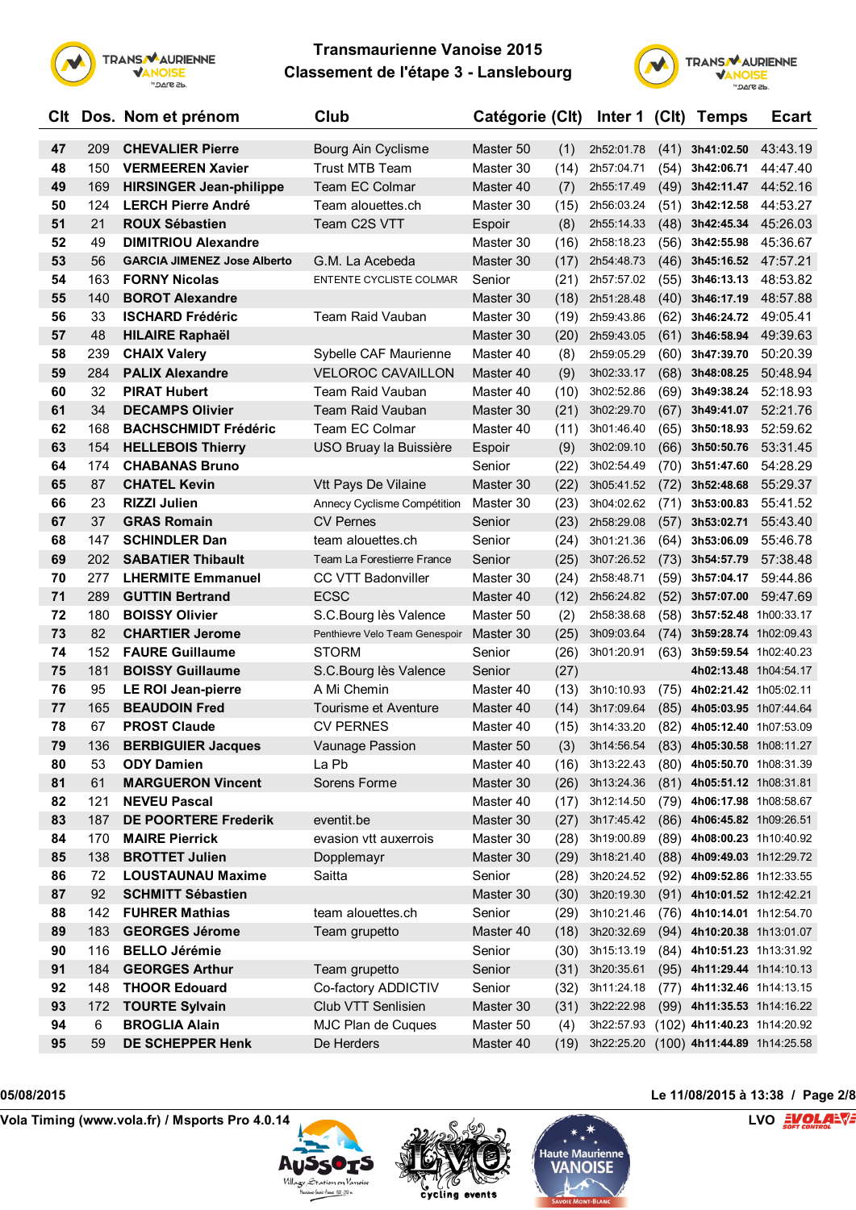# Transmaurienne Vanoise 2015
## Classement de l'étape 3 - Lanslebourg

| Clt | Dos. | Nom et prénom | Club | Catégorie | (Clt) | Inter 1 | (Clt) | Temps | Ecart |
|---|---|---|---|---|---|---|---|---|---|
| 47 | 209 | **CHEVALIER Pierre** | Bourg Ain Cyclisme | Master 50 | (1) | 2h52:01.78 | (41) | **3h41:02.50** | 43:43.19 |
| 48 | 150 | **VERMEEREN Xavier** | Trust MTB Team | Master 30 | (14) | 2h57:04.71 | (54) | **3h42:06.71** | 44:47.40 |
| 49 | 169 | **HIRSINGER Jean-philippe** | Team EC Colmar | Master 40 | (7) | 2h55:17.49 | (49) | **3h42:11.47** | 44:52.16 |
| 50 | 124 | **LERCH Pierre André** | Team alouettes.ch | Master 30 | (15) | 2h56:03.24 | (51) | **3h42:12.58** | 44:53.27 |
| 51 | 21 | **ROUX Sébastien** | Team C2S VTT | Espoir | (8) | 2h55:14.33 | (48) | **3h42:45.34** | 45:26.03 |
| 52 | 49 | **DIMITRIOU Alexandre** | | Master 30 | (16) | 2h58:18.23 | (56) | **3h42:55.98** | 45:36.67 |
| 53 | 56 | **GARCIA JIMENEZ Jose Alberto** | G.M. La Acebeda | Master 30 | (17) | 2h54:48.73 | (46) | **3h45:16.52** | 47:57.21 |
| 54 | 163 | **FORNY Nicolas** | ENTENTE CYCLISTE COLMAR | Senior | (21) | 2h57:57.02 | (55) | **3h46:13.13** | 48:53.82 |
| 55 | 140 | **BOROT Alexandre** | | Master 30 | (18) | 2h51:28.48 | (40) | **3h46:17.19** | 48:57.88 |
| 56 | 33 | **ISCHARD Frédéric** | Team Raid Vauban | Master 30 | (19) | 2h59:43.86 | (62) | **3h46:24.72** | 49:05.41 |
| 57 | 48 | **HILAIRE Raphaël** | | Master 30 | (20) | 2h59:43.05 | (61) | **3h46:58.94** | 49:39.63 |
| 58 | 239 | **CHAIX Valery** | Sybelle CAF Maurienne | Master 40 | (8) | 2h59:05.29 | (60) | **3h47:39.70** | 50:20.39 |
| 59 | 284 | **PALIX Alexandre** | VELOROC CAVAILLON | Master 40 | (9) | 3h02:33.17 | (68) | **3h48:08.25** | 50:48.94 |
| 60 | 32 | **PIRAT Hubert** | Team Raid Vauban | Master 40 | (10) | 3h02:52.86 | (69) | **3h49:38.24** | 52:18.93 |
| 61 | 34 | **DECAMPS Olivier** | Team Raid Vauban | Master 30 | (21) | 3h02:29.70 | (67) | **3h49:41.07** | 52:21.76 |
| 62 | 168 | **BACHSCHMIDT Frédéric** | Team EC Colmar | Master 40 | (11) | 3h01:46.40 | (65) | **3h50:18.93** | 52:59.62 |
| 63 | 154 | **HELLEBOIS Thierry** | USO Bruay la Buissière | Espoir | (9) | 3h02:09.10 | (66) | **3h50:50.76** | 53:31.45 |
| 64 | 174 | **CHABANAS Bruno** | | Senior | (22) | 3h02:54.49 | (70) | **3h51:47.60** | 54:28.29 |
| 65 | 87 | **CHATEL Kevin** | Vtt Pays De Vilaine | Master 30 | (22) | 3h05:41.52 | (72) | **3h52:48.68** | 55:29.37 |
| 66 | 23 | **RIZZI Julien** | Annecy Cyclisme Compétition | Master 30 | (23) | 3h04:02.62 | (71) | **3h53:00.83** | 55:41.52 |
| 67 | 37 | **GRAS Romain** | CV Pernes | Senior | (23) | 2h58:29.08 | (57) | **3h53:02.71** | 55:43.40 |
| 68 | 147 | **SCHINDLER Dan** | team alouettes.ch | Senior | (24) | 3h01:21.36 | (64) | **3h53:06.09** | 55:46.78 |
| 69 | 202 | **SABATIER Thibault** | Team La Forestiere France | Senior | (25) | 3h07:26.52 | (73) | **3h54:57.79** | 57:38.48 |
| 70 | 277 | **LHERMITE Emmanuel** | CC VTT Badonviller | Master 30 | (24) | 2h58:48.71 | (59) | **3h57:04.17** | 59:44.86 |
| 71 | 289 | **GUTTIN Bertrand** | ECSC | Master 40 | (12) | 2h56:24.82 | (52) | **3h57:07.00** | 59:47.69 |
| 72 | 180 | **BOISSY Olivier** | S.C.Bourg lès Valence | Master 50 | (2) | 2h58:38.68 | (58) | **3h57:52.48** | 1h00:33.17 |
| 73 | 82 | **CHARTIER Jerome** | Penthievre Velo Team Genespoir | Master 30 | (25) | 3h09:03.64 | (74) | **3h59:28.74** | 1h02:09.43 |
| 74 | 152 | **FAURE Guillaume** | STORM | Senior | (26) | 3h01:20.91 | (63) | **3h59:59.54** | 1h02:40.23 |
| 75 | 181 | **BOISSY Guillaume** | S.C.Bourg lès Valence | Senior | (27) | | | **4h02:13.48** | 1h04:54.17 |
| 76 | 95 | **LE ROI Jean-pierre** | A Mi Chemin | Master 40 | (13) | 3h10:10.93 | (75) | **4h02:21.42** | 1h05:02.11 |
| 77 | 165 | **BEAUDOIN Fred** | Tourisme et Aventure | Master 40 | (14) | 3h17:09.64 | (85) | **4h05:03.95** | 1h07:44.64 |
| 78 | 67 | **PROST Claude** | CV PERNES | Master 40 | (15) | 3h14:33.20 | (82) | **4h05:12.40** | 1h07:53.09 |
| 79 | 136 | **BERBIGUIER Jacques** | Vaunage Passion | Master 50 | (3) | 3h14:56.54 | (83) | **4h05:30.58** | 1h08:11.27 |
| 80 | 53 | **ODY Damien** | La Pb | Master 40 | (16) | 3h13:22.43 | (80) | **4h05:50.70** | 1h08:31.39 |
| 81 | 61 | **MARGUERON Vincent** | Sorens Forme | Master 30 | (26) | 3h13:24.36 | (81) | **4h05:51.12** | 1h08:31.81 |
| 82 | 121 | **NEVEU Pascal** | | Master 40 | (17) | 3h12:14.50 | (79) | **4h06:17.98** | 1h08:58.67 |
| 83 | 187 | **DE POORTERE Frederik** | eventit.be | Master 30 | (27) | 3h17:45.42 | (86) | **4h06:45.82** | 1h09:26.51 |
| 84 | 170 | **MAIRE Pierrick** | evasion vtt auxerrois | Master 30 | (28) | 3h19:00.89 | (89) | **4h08:00.23** | 1h10:40.92 |
| 85 | 138 | **BROTTET Julien** | Dopplemayr | Master 30 | (29) | 3h18:21.40 | (88) | **4h09:49.03** | 1h12:29.72 |
| 86 | 72 | **LOUSTAUNAU Maxime** | Saitta | Senior | (28) | 3h20:24.52 | (92) | **4h09:52.86** | 1h12:33.55 |
| 87 | 92 | **SCHMITT Sébastien** | | Master 30 | (30) | 3h20:19.30 | (91) | **4h10:01.52** | 1h12:42.21 |
| 88 | 142 | **FUHRER Mathias** | team alouettes.ch | Senior | (29) | 3h10:21.46 | (76) | **4h10:14.01** | 1h12:54.70 |
| 89 | 183 | **GEORGES Jérome** | Team grupetto | Master 40 | (18) | 3h20:32.69 | (94) | **4h10:20.38** | 1h13:01.07 |
| 90 | 116 | **BELLO Jérémie** | | Senior | (30) | 3h15:13.19 | (84) | **4h10:51.23** | 1h13:31.92 |
| 91 | 184 | **GEORGES Arthur** | Team grupetto | Senior | (31) | 3h20:35.61 | (95) | **4h11:29.44** | 1h14:10.13 |
| 92 | 148 | **THOOR Edouard** | Co-factory ADDICTIV | Senior | (32) | 3h11:24.18 | (77) | **4h11:32.46** | 1h14:13.15 |
| 93 | 172 | **TOURTE Sylvain** | Club VTT Senlisien | Master 30 | (31) | 3h22:22.98 | (99) | **4h11:35.53** | 1h14:16.22 |
| 94 | 6 | **BROGLIA Alain** | MJC Plan de Cuques | Master 50 | (4) | 3h22:57.93 | (102) | **4h11:40.23** | 1h14:20.92 |
| 95 | 59 | **DE SCHEPPER Henk** | De Herders | Master 40 | (19) | 3h22:25.20 | (100) | **4h11:44.89** | 1h14:25.58 |

05/08/2015 — Le 11/08/2015 à 13:38

Vola Timing (www.vola.fr) / Msports Pro 4.0.14 — LVO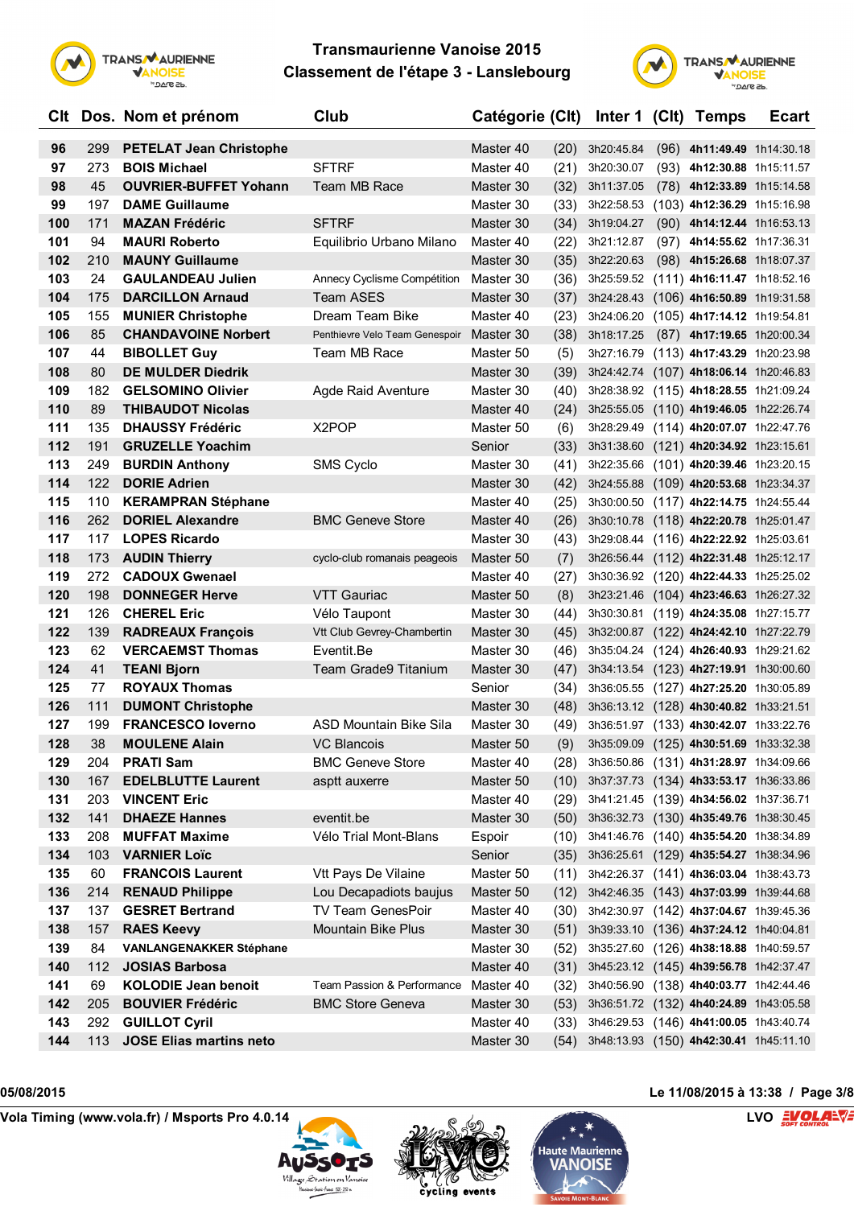# Transmaurienne Vanoise 2015

## Classement de l'étape 3 - Lanslebourg

| Clt | Dos. | Nom et prénom | Club | Catégorie | (Clt) | Inter 1 | (Clt) | Temps | Ecart |
|---|---|---|---|---|---|---|---|---|---|
| 96 | 299 | PETELAT Jean Christophe | | Master 40 | (20) | 3h20:45.84 | (96) | **4h11:49.49** | 1h14:30.18 |
| 97 | 273 | BOIS Michael | SFTRF | Master 40 | (21) | 3h20:30.07 | (93) | **4h12:30.88** | 1h15:11.57 |
| 98 | 45 | OUVRIER-BUFFET Yohann | Team MB Race | Master 30 | (32) | 3h11:37.05 | (78) | **4h12:33.89** | 1h15:14.58 |
| 99 | 197 | DAME Guillaume | | Master 30 | (33) | 3h22:58.53 | (103) | **4h12:36.29** | 1h15:16.98 |
| 100 | 171 | MAZAN Frédéric | SFTRF | Master 30 | (34) | 3h19:04.27 | (90) | **4h14:12.44** | 1h16:53.13 |
| 101 | 94 | MAURI Roberto | Equilibrio Urbano Milano | Master 40 | (22) | 3h21:12.87 | (97) | **4h14:55.62** | 1h17:36.31 |
| 102 | 210 | MAUNY Guillaume | | Master 30 | (35) | 3h22:20.63 | (98) | **4h15:26.68** | 1h18:07.37 |
| 103 | 24 | GAULANDEAU Julien | Annecy Cyclisme Compétition | Master 30 | (36) | 3h25:59.52 | (111) | **4h16:11.47** | 1h18:52.16 |
| 104 | 175 | DARCILLON Arnaud | Team ASES | Master 30 | (37) | 3h24:28.43 | (106) | **4h16:50.89** | 1h19:31.58 |
| 105 | 155 | MUNIER Christophe | Dream Team Bike | Master 40 | (23) | 3h24:06.20 | (105) | **4h17:14.12** | 1h19:54.81 |
| 106 | 85 | CHANDAVOINE Norbert | Penthievre Velo Team Genespoir | Master 30 | (38) | 3h18:17.25 | (87) | **4h17:19.65** | 1h20:00.34 |
| 107 | 44 | BIBOLLET Guy | Team MB Race | Master 50 | (5) | 3h27:16.79 | (113) | **4h17:43.29** | 1h20:23.98 |
| 108 | 80 | DE MULDER Diedrik | | Master 30 | (39) | 3h24:42.74 | (107) | **4h18:06.14** | 1h20:46.83 |
| 109 | 182 | GELSOMINO Olivier | Agde Raid Aventure | Master 30 | (40) | 3h28:38.92 | (115) | **4h18:28.55** | 1h21:09.24 |
| 110 | 89 | THIBAUDOT Nicolas | | Master 40 | (24) | 3h25:55.05 | (110) | **4h19:46.05** | 1h22:26.74 |
| 111 | 135 | DHAUSSY Frédéric | X2POP | Master 50 | (6) | 3h28:29.49 | (114) | **4h20:07.07** | 1h22:47.76 |
| 112 | 191 | GRUZELLE Yoachim | | Senior | (33) | 3h31:38.60 | (121) | **4h20:34.92** | 1h23:15.61 |
| 113 | 249 | BURDIN Anthony | SMS Cyclo | Master 30 | (41) | 3h22:35.66 | (101) | **4h20:39.46** | 1h23:20.15 |
| 114 | 122 | DORIE Adrien | | Master 30 | (42) | 3h24:55.88 | (109) | **4h20:53.68** | 1h23:34.37 |
| 115 | 110 | KERAMPRAN Stéphane | | Master 40 | (25) | 3h30:00.50 | (117) | **4h22:14.75** | 1h24:55.44 |
| 116 | 262 | DORIEL Alexandre | BMC Geneve Store | Master 40 | (26) | 3h30:10.78 | (118) | **4h22:20.78** | 1h25:01.47 |
| 117 | 117 | LOPES Ricardo | | Master 30 | (43) | 3h29:08.44 | (116) | **4h22:22.92** | 1h25:03.61 |
| 118 | 173 | AUDIN Thierry | cyclo-club romanais peageois | Master 50 | (7) | 3h26:56.44 | (112) | **4h22:31.48** | 1h25:12.17 |
| 119 | 272 | CADOUX Gwenael | | Master 40 | (27) | 3h30:36.92 | (120) | **4h22:44.33** | 1h25:25.02 |
| 120 | 198 | DONNEGER Herve | VTT Gauriac | Master 50 | (8) | 3h23:21.46 | (104) | **4h23:46.63** | 1h26:27.32 |
| 121 | 126 | CHEREL Eric | Vélo Taupont | Master 30 | (44) | 3h30:30.81 | (119) | **4h24:35.08** | 1h27:15.77 |
| 122 | 139 | RADREAUX François | Vtt Club Gevrey-Chambertin | Master 30 | (45) | 3h32:00.87 | (122) | **4h24:42.10** | 1h27:22.79 |
| 123 | 62 | VERCAEMST Thomas | Eventit.Be | Master 30 | (46) | 3h35:04.24 | (124) | **4h26:40.93** | 1h29:21.62 |
| 124 | 41 | TEANI Bjorn | Team Grade9 Titanium | Master 30 | (47) | 3h34:13.54 | (123) | **4h27:19.91** | 1h30:00.60 |
| 125 | 77 | ROYAUX Thomas | | Senior | (34) | 3h36:05.55 | (127) | **4h27:25.20** | 1h30:05.89 |
| 126 | 111 | DUMONT Christophe | | Master 30 | (48) | 3h36:13.12 | (128) | **4h30:40.82** | 1h33:21.51 |
| 127 | 199 | FRANCESCO Ioverno | ASD Mountain Bike Sila | Master 30 | (49) | 3h36:51.97 | (133) | **4h30:42.07** | 1h33:22.76 |
| 128 | 38 | MOULENE Alain | VC Blancois | Master 50 | (9) | 3h35:09.09 | (125) | **4h30:51.69** | 1h33:32.38 |
| 129 | 204 | PRATI Sam | BMC Geneve Store | Master 40 | (28) | 3h36:50.86 | (131) | **4h31:28.97** | 1h34:09.66 |
| 130 | 167 | EDELBLUTTE Laurent | asptt auxerre | Master 50 | (10) | 3h37:37.73 | (134) | **4h33:53.17** | 1h36:33.86 |
| 131 | 203 | VINCENT Eric | | Master 40 | (29) | 3h41:21.45 | (139) | **4h34:56.02** | 1h37:36.71 |
| 132 | 141 | DHAEZE Hannes | eventit.be | Master 30 | (50) | 3h36:32.73 | (130) | **4h35:49.76** | 1h38:30.45 |
| 133 | 208 | MUFFAT Maxime | Vélo Trial Mont-Blans | Espoir | (10) | 3h41:46.76 | (140) | **4h35:54.20** | 1h38:34.89 |
| 134 | 103 | VARNIER Loïc | | Senior | (35) | 3h36:25.61 | (129) | **4h35:54.27** | 1h38:34.96 |
| 135 | 60 | FRANCOIS Laurent | Vtt Pays De Vilaine | Master 50 | (11) | 3h42:26.37 | (141) | **4h36:03.04** | 1h38:43.73 |
| 136 | 214 | RENAUD Philippe | Lou Decapadiots baujus | Master 50 | (12) | 3h42:46.35 | (143) | **4h37:03.99** | 1h39:44.68 |
| 137 | 137 | GESRET Bertrand | TV Team GenesPoir | Master 40 | (30) | 3h42:30.97 | (142) | **4h37:04.67** | 1h39:45.36 |
| 138 | 157 | RAES Keevy | Mountain Bike Plus | Master 30 | (51) | 3h39:33.10 | (136) | **4h37:24.12** | 1h40:04.81 |
| 139 | 84 | VANLANGENAKKER Stéphane | | Master 30 | (52) | 3h35:27.60 | (126) | **4h38:18.88** | 1h40:59.57 |
| 140 | 112 | JOSIAS Barbosa | | Master 40 | (31) | 3h45:23.12 | (145) | **4h39:56.78** | 1h42:37.47 |
| 141 | 69 | KOLODIE Jean benoit | Team Passion & Performance | Master 40 | (32) | 3h40:56.90 | (138) | **4h40:03.77** | 1h42:44.46 |
| 142 | 205 | BOUVIER Frédéric | BMC Store Geneva | Master 30 | (53) | 3h36:51.72 | (132) | **4h40:24.89** | 1h43:05.58 |
| 143 | 292 | GUILLOT Cyril | | Master 40 | (33) | 3h46:29.53 | (146) | **4h41:00.05** | 1h43:40.74 |
| 144 | 113 | JOSE Elias martins neto | | Master 30 | (54) | 3h48:13.93 | (150) | **4h42:30.41** | 1h45:11.10 |

05/08/2015 — Le 11/08/2015 à 13:38

Vola Timing (www.vola.fr) / Msports Pro 4.0.14 — LVO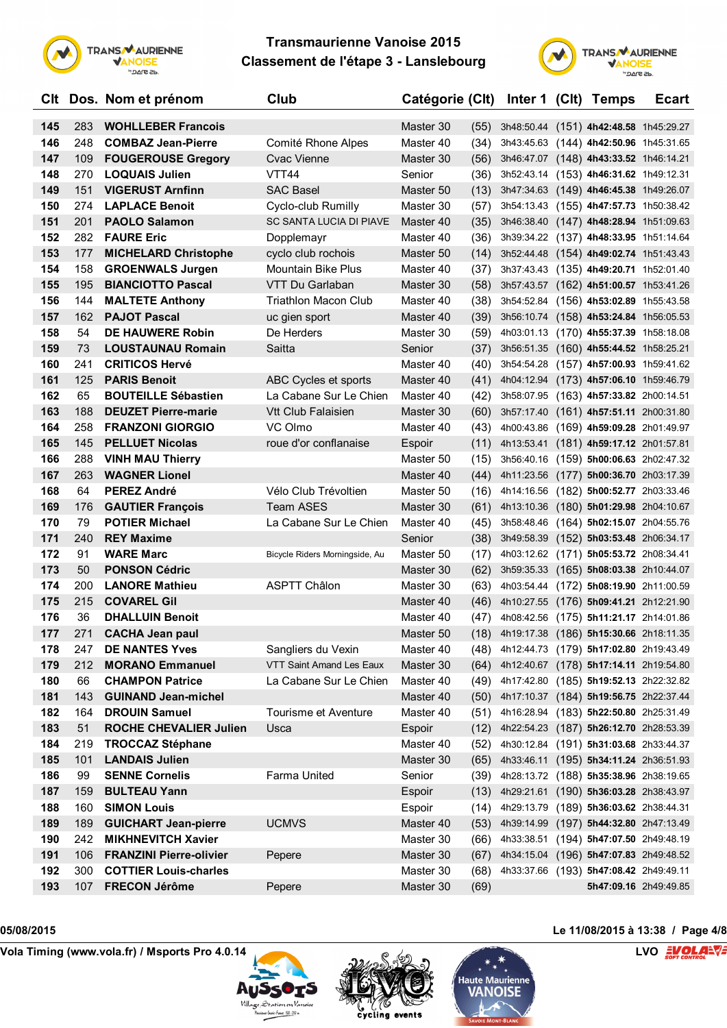# Transmaurienne Vanoise 2015
## Classement de l'étape 3 - Lanslebourg

| Clt | Dos. | Nom et prénom | Club | Catégorie | (Clt) | Inter 1 | (Clt) | Temps | Ecart |
|---|---|---|---|---|---|---|---|---|---|
| 145 | 283 | **WOHLLEBER Francois** | | Master 30 | (55) | 3h48:50.44 | (151) | **4h42:48.58** | 1h45:29.27 |
| 146 | 248 | **COMBAZ Jean-Pierre** | Comité Rhone Alpes | Master 40 | (34) | 3h43:45.63 | (144) | **4h42:50.96** | 1h45:31.65 |
| 147 | 109 | **FOUGEROUSE Gregory** | Cvac Vienne | Master 30 | (56) | 3h46:47.07 | (148) | **4h43:33.52** | 1h46:14.21 |
| 148 | 270 | **LOQUAIS Julien** | VTT44 | Senior | (36) | 3h52:43.14 | (153) | **4h46:31.62** | 1h49:12.31 |
| 149 | 151 | **VIGERUST Arnfinn** | SAC Basel | Master 50 | (13) | 3h47:34.63 | (149) | **4h46:45.38** | 1h49:26.07 |
| 150 | 274 | **LAPLACE Benoit** | Cyclo-club Rumilly | Master 30 | (57) | 3h54:13.43 | (155) | **4h47:57.73** | 1h50:38.42 |
| 151 | 201 | **PAOLO Salamon** | SC SANTA LUCIA DI PIAVE | Master 40 | (35) | 3h46:38.40 | (147) | **4h48:28.94** | 1h51:09.63 |
| 152 | 282 | **FAURE Eric** | Dopplemayr | Master 40 | (36) | 3h39:34.22 | (137) | **4h48:33.95** | 1h51:14.64 |
| 153 | 177 | **MICHELARD Christophe** | cyclo club rochois | Master 50 | (14) | 3h52:44.48 | (154) | **4h49:02.74** | 1h51:43.43 |
| 154 | 158 | **GROENWALS Jurgen** | Mountain Bike Plus | Master 40 | (37) | 3h37:43.43 | (135) | **4h49:20.71** | 1h52:01.40 |
| 155 | 195 | **BIANCIOTTO Pascal** | VTT Du Garlaban | Master 30 | (58) | 3h57:43.57 | (162) | **4h51:00.57** | 1h53:41.26 |
| 156 | 144 | **MALTETE Anthony** | Triathlon Macon Club | Master 40 | (38) | 3h54:52.84 | (156) | **4h53:02.89** | 1h55:43.58 |
| 157 | 162 | **PAJOT Pascal** | uc gien sport | Master 40 | (39) | 3h56:10.74 | (158) | **4h53:24.84** | 1h56:05.53 |
| 158 | 54 | **DE HAUWERE Robin** | De Herders | Master 30 | (59) | 4h03:01.13 | (170) | **4h55:37.39** | 1h58:18.08 |
| 159 | 73 | **LOUSTAUNAU Romain** | Saitta | Senior | (37) | 3h56:51.35 | (160) | **4h55:44.52** | 1h58:25.21 |
| 160 | 241 | **CRITICOS Hervé** | | Master 40 | (40) | 3h54:54.28 | (157) | **4h57:00.93** | 1h59:41.62 |
| 161 | 125 | **PARIS Benoit** | ABC Cycles et sports | Master 40 | (41) | 4h04:12.94 | (173) | **4h57:06.10** | 1h59:46.79 |
| 162 | 65 | **BOUTEILLE Sébastien** | La Cabane Sur Le Chien | Master 40 | (42) | 3h58:07.95 | (163) | **4h57:33.82** | 2h00:14.51 |
| 163 | 188 | **DEUZET Pierre-marie** | Vtt Club Falaisien | Master 30 | (60) | 3h57:17.40 | (161) | **4h57:51.11** | 2h00:31.80 |
| 164 | 258 | **FRANZONI GIORGIO** | VC Olmo | Master 40 | (43) | 4h00:43.86 | (169) | **4h59:09.28** | 2h01:49.97 |
| 165 | 145 | **PELLUET Nicolas** | roue d'or conflanaise | Espoir | (11) | 4h13:53.41 | (181) | **4h59:17.12** | 2h01:57.81 |
| 166 | 288 | **VINH MAU Thierry** | | Master 50 | (15) | 3h56:40.16 | (159) | **5h00:06.63** | 2h02:47.32 |
| 167 | 263 | **WAGNER Lionel** | | Master 40 | (44) | 4h11:23.56 | (177) | **5h00:36.70** | 2h03:17.39 |
| 168 | 64 | **PEREZ André** | Vélo Club Trévoltien | Master 50 | (16) | 4h14:16.56 | (182) | **5h00:52.77** | 2h03:33.46 |
| 169 | 176 | **GAUTIER François** | Team ASES | Master 30 | (61) | 4h13:10.36 | (180) | **5h01:29.98** | 2h04:10.67 |
| 170 | 79 | **POTIER Michael** | La Cabane Sur Le Chien | Master 40 | (45) | 3h58:48.46 | (164) | **5h02:15.07** | 2h04:55.76 |
| 171 | 240 | **REY Maxime** | | Senior | (38) | 3h49:58.39 | (152) | **5h03:53.48** | 2h06:34.17 |
| 172 | 91 | **WARE Marc** | Bicycle Riders Morningside, Au | Master 50 | (17) | 4h03:12.62 | (171) | **5h05:53.72** | 2h08:34.41 |
| 173 | 50 | **PONSON Cédric** | | Master 30 | (62) | 3h59:35.33 | (165) | **5h08:03.38** | 2h10:44.07 |
| 174 | 200 | **LANORE Mathieu** | ASPTT Châlon | Master 30 | (63) | 4h03:54.44 | (172) | **5h08:19.90** | 2h11:00.59 |
| 175 | 215 | **COVAREL Gil** | | Master 40 | (46) | 4h10:27.55 | (176) | **5h09:41.21** | 2h12:21.90 |
| 176 | 36 | **DHALLUIN Benoit** | | Master 40 | (47) | 4h08:42.56 | (175) | **5h11:21.17** | 2h14:01.86 |
| 177 | 271 | **CACHA Jean paul** | | Master 50 | (18) | 4h19:17.38 | (186) | **5h15:30.66** | 2h18:11.35 |
| 178 | 247 | **DE NANTES Yves** | Sangliers du Vexin | Master 40 | (48) | 4h12:44.73 | (179) | **5h17:02.80** | 2h19:43.49 |
| 179 | 212 | **MORANO Emmanuel** | VTT Saint Amand Les Eaux | Master 30 | (64) | 4h12:40.67 | (178) | **5h17:14.11** | 2h19:54.80 |
| 180 | 66 | **CHAMPON Patrice** | La Cabane Sur Le Chien | Master 40 | (49) | 4h17:42.80 | (185) | **5h19:52.13** | 2h22:32.82 |
| 181 | 143 | **GUINAND Jean-michel** | | Master 40 | (50) | 4h17:10.37 | (184) | **5h19:56.75** | 2h22:37.44 |
| 182 | 164 | **DROUIN Samuel** | Tourisme et Aventure | Master 40 | (51) | 4h16:28.94 | (183) | **5h22:50.80** | 2h25:31.49 |
| 183 | 51 | **ROCHE CHEVALIER Julien** | Usca | Espoir | (12) | 4h22:54.23 | (187) | **5h26:12.70** | 2h28:53.39 |
| 184 | 219 | **TROCCAZ Stéphane** | | Master 40 | (52) | 4h30:12.84 | (191) | **5h31:03.68** | 2h33:44.37 |
| 185 | 101 | **LANDAIS Julien** | | Master 30 | (65) | 4h33:46.11 | (195) | **5h34:11.24** | 2h36:51.93 |
| 186 | 99 | **SENNE Cornelis** | Farma United | Senior | (39) | 4h28:13.72 | (188) | **5h35:38.96** | 2h38:19.65 |
| 187 | 159 | **BULTEAU Yann** | | Espoir | (13) | 4h29:21.61 | (190) | **5h36:03.28** | 2h38:43.97 |
| 188 | 160 | **SIMON Louis** | | Espoir | (14) | 4h29:13.79 | (189) | **5h36:03.62** | 2h38:44.31 |
| 189 | 189 | **GUICHART Jean-pierre** | UCMVS | Master 40 | (53) | 4h39:14.99 | (197) | **5h44:32.80** | 2h47:13.49 |
| 190 | 242 | **MIKHNEVITCH Xavier** | | Master 30 | (66) | 4h33:38.51 | (194) | **5h47:07.50** | 2h49:48.19 |
| 191 | 106 | **FRANZINI Pierre-olivier** | Pepere | Master 30 | (67) | 4h34:15.04 | (196) | **5h47:07.83** | 2h49:48.52 |
| 192 | 300 | **COTTIER Louis-charles** | | Master 30 | (68) | 4h33:37.66 | (193) | **5h47:08.42** | 2h49:49.11 |
| 193 | 107 | **FRECON Jérôme** | Pepere | Master 30 | (69) | | | **5h47:09.16** | 2h49:49.85 |

05/08/2015 — Le 11/08/2015 à 13:38

Vola Timing (www.vola.fr) / Msports Pro 4.0.14 — LVO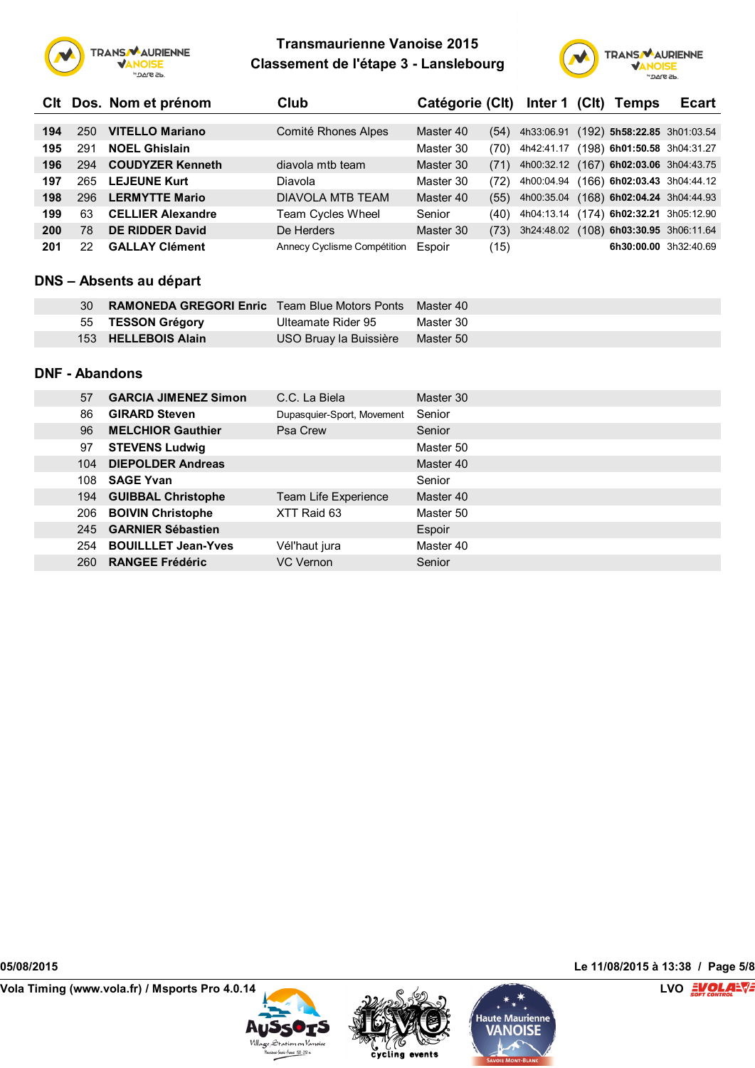# Transmaurienne Vanoise 2015
## Classement de l'étape 3 - Lanslebourg

| Clt | Dos. | Nom et prénom | Club | Catégorie | (Clt) | Inter 1 | (Clt) | Temps | Ecart |
|---|---|---|---|---|---|---|---|---|---|
| 194 | 250 | **VITELLO Mariano** | Comité Rhones Alpes | Master 40 | (54) | 4h33:06.91 | (192) | **5h58:22.85** | 3h01:03.54 |
| 195 | 291 | **NOEL Ghislain** | | Master 30 | (70) | 4h42:41.17 | (198) | **6h01:50.58** | 3h04:31.27 |
| 196 | 294 | **COUDYZER Kenneth** | diavola mtb team | Master 30 | (71) | 4h00:32.12 | (167) | **6h02:03.06** | 3h04:43.75 |
| 197 | 265 | **LEJEUNE Kurt** | Diavola | Master 30 | (72) | 4h00:04.94 | (166) | **6h02:03.43** | 3h04:44.12 |
| 198 | 296 | **LERMYTTE Mario** | DIAVOLA MTB TEAM | Master 40 | (55) | 4h00:35.04 | (168) | **6h02:04.24** | 3h04:44.93 |
| 199 | 63 | **CELLIER Alexandre** | Team Cycles Wheel | Senior | (40) | 4h04:13.14 | (174) | **6h02:32.21** | 3h05:12.90 |
| 200 | 78 | **DE RIDDER David** | De Herders | Master 30 | (73) | 3h24:48.02 | (108) | **6h03:30.95** | 3h06:11.64 |
| 201 | 22 | **GALLAY Clément** | Annecy Cyclisme Compétition | Espoir | (15) | | | **6h30:00.00** | 3h32:40.69 |

## DNS – Absents au départ

| Dos. | Nom et prénom | Club | Catégorie |
|---|---|---|---|
| 30 | **RAMONEDA GREGORI Enric** | Team Blue Motors Ponts | Master 40 |
| 55 | **TESSON Grégory** | Ulteamate Rider 95 | Master 30 |
| 153 | **HELLEBOIS Alain** | USO Bruay la Buissière | Master 50 |

## DNF - Abandons

| Dos. | Nom et prénom | Club | Catégorie |
|---|---|---|---|
| 57 | **GARCIA JIMENEZ Simon** | C.C. La Biela | Master 30 |
| 86 | **GIRARD Steven** | Dupasquier-Sport, Movement | Senior |
| 96 | **MELCHIOR Gauthier** | Psa Crew | Senior |
| 97 | **STEVENS Ludwig** | | Master 50 |
| 104 | **DIEPOLDER Andreas** | | Master 40 |
| 108 | **SAGE Yvan** | | Senior |
| 194 | **GUIBBAL Christophe** | Team Life Experience | Master 40 |
| 206 | **BOIVIN Christophe** | XTT Raid 63 | Master 50 |
| 245 | **GARNIER Sébastien** | | Espoir |
| 254 | **BOUILLLET Jean-Yves** | Vél'haut jura | Master 40 |
| 260 | **RANGEE Frédéric** | VC Vernon | Senior |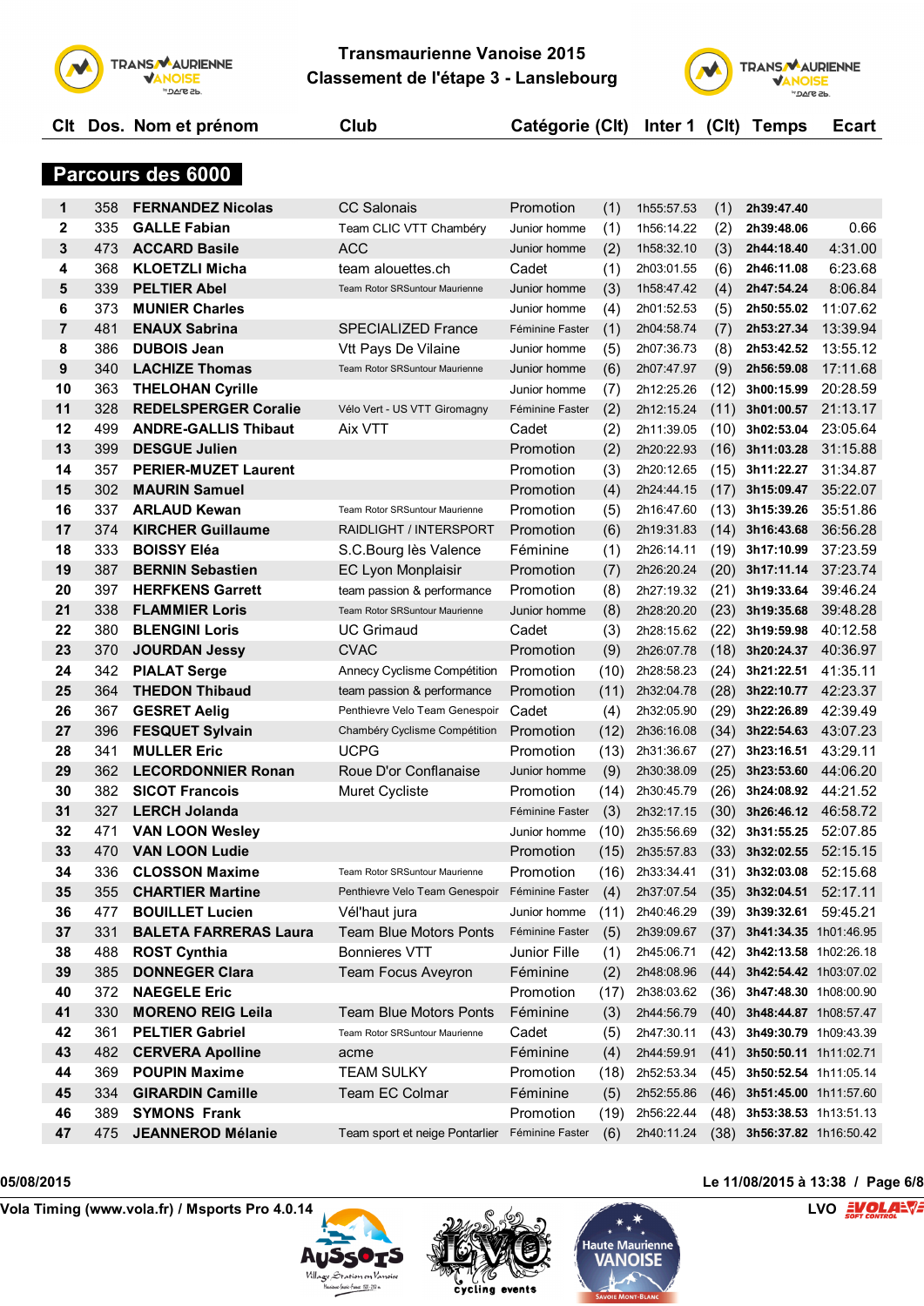# Transmaurienne Vanoise 2015

## Classement de l'étape 3 - Lanslebourg

## Parcours des 6000

| Clt | Dos. | Nom et prénom | Club | Catégorie | (Clt) | Inter 1 | (Clt) | Temps | Ecart |
|---|---|---|---|---|---|---|---|---|---|
| 1 | 358 | **FERNANDEZ Nicolas** | CC Salonais | Promotion | (1) | 1h55:57.53 | (1) | **2h39:47.40** | |
| 2 | 335 | **GALLE Fabian** | Team CLIC VTT Chambéry | Junior homme | (1) | 1h56:14.22 | (2) | **2h39:48.06** | 0.66 |
| 3 | 473 | **ACCARD Basile** | ACC | Junior homme | (2) | 1h58:32.10 | (3) | **2h44:18.40** | 4:31.00 |
| 4 | 368 | **KLOETZLI Micha** | team alouettes.ch | Cadet | (1) | 2h03:01.55 | (6) | **2h46:11.08** | 6:23.68 |
| 5 | 339 | **PELTIER Abel** | Team Rotor SRSuntour Maurienne | Junior homme | (3) | 1h58:47.42 | (4) | **2h47:54.24** | 8:06.84 |
| 6 | 373 | **MUNIER Charles** | | Junior homme | (4) | 2h01:52.53 | (5) | **2h50:55.02** | 11:07.62 |
| 7 | 481 | **ENAUX Sabrina** | SPECIALIZED France | Féminine Faster | (1) | 2h04:58.74 | (7) | **2h53:27.34** | 13:39.94 |
| 8 | 386 | **DUBOIS Jean** | Vtt Pays De Vilaine | Junior homme | (5) | 2h07:36.73 | (8) | **2h53:42.52** | 13:55.12 |
| 9 | 340 | **LACHIZE Thomas** | Team Rotor SRSuntour Maurienne | Junior homme | (6) | 2h07:47.97 | (9) | **2h56:59.08** | 17:11.68 |
| 10 | 363 | **THELOHAN Cyrille** | | Junior homme | (7) | 2h12:25.26 | (12) | **3h00:15.99** | 20:28.59 |
| 11 | 328 | **REDELSPERGER Coralie** | Vélo Vert - US VTT Giromagny | Féminine Faster | (2) | 2h12:15.24 | (11) | **3h01:00.57** | 21:13.17 |
| 12 | 499 | **ANDRE-GALLIS Thibaut** | Aix VTT | Cadet | (2) | 2h11:39.05 | (10) | **3h02:53.04** | 23:05.64 |
| 13 | 399 | **DESGUE Julien** | | Promotion | (2) | 2h20:22.93 | (16) | **3h11:03.28** | 31:15.88 |
| 14 | 357 | **PERIER-MUZET Laurent** | | Promotion | (3) | 2h20:12.65 | (15) | **3h11:22.27** | 31:34.87 |
| 15 | 302 | **MAURIN Samuel** | | Promotion | (4) | 2h24:44.15 | (17) | **3h15:09.47** | 35:22.07 |
| 16 | 337 | **ARLAUD Kewan** | Team Rotor SRSuntour Maurienne | Promotion | (5) | 2h16:47.60 | (13) | **3h15:39.26** | 35:51.86 |
| 17 | 374 | **KIRCHER Guillaume** | RAIDLIGHT / INTERSPORT | Promotion | (6) | 2h19:31.83 | (14) | **3h16:43.68** | 36:56.28 |
| 18 | 333 | **BOISSY Eléa** | S.C.Bourg lès Valence | Féminine | (1) | 2h26:14.11 | (19) | **3h17:10.99** | 37:23.59 |
| 19 | 387 | **BERNIN Sebastien** | EC Lyon Monplaisir | Promotion | (7) | 2h26:20.24 | (20) | **3h17:11.14** | 37:23.74 |
| 20 | 397 | **HERFKENS Garrett** | team passion & performance | Promotion | (8) | 2h27:19.32 | (21) | **3h19:33.64** | 39:46.24 |
| 21 | 338 | **FLAMMIER Loris** | Team Rotor SRSuntour Maurienne | Junior homme | (8) | 2h28:20.20 | (23) | **3h19:35.68** | 39:48.28 |
| 22 | 380 | **BLENGINI Loris** | UC Grimaud | Cadet | (3) | 2h28:15.62 | (22) | **3h19:59.98** | 40:12.58 |
| 23 | 370 | **JOURDAN Jessy** | CVAC | Promotion | (9) | 2h26:07.78 | (18) | **3h20:24.37** | 40:36.97 |
| 24 | 342 | **PIALAT Serge** | Annecy Cyclisme Compétition | Promotion | (10) | 2h28:58.23 | (24) | **3h21:22.51** | 41:35.11 |
| 25 | 364 | **THEDON Thibaud** | team passion & performance | Promotion | (11) | 2h32:04.78 | (28) | **3h22:10.77** | 42:23.37 |
| 26 | 367 | **GESRET Aelig** | Penthievre Velo Team Genespoir | Cadet | (4) | 2h32:05.90 | (29) | **3h22:26.89** | 42:39.49 |
| 27 | 396 | **FESQUET Sylvain** | Chambéry Cyclisme Compétition | Promotion | (12) | 2h36:16.08 | (34) | **3h22:54.63** | 43:07.23 |
| 28 | 341 | **MULLER Eric** | UCPG | Promotion | (13) | 2h31:36.67 | (27) | **3h23:16.51** | 43:29.11 |
| 29 | 362 | **LECORDONNIER Ronan** | Roue D'or Conflanaise | Junior homme | (9) | 2h30:38.09 | (25) | **3h23:53.60** | 44:06.20 |
| 30 | 382 | **SICOT Francois** | Muret Cycliste | Promotion | (14) | 2h30:45.79 | (26) | **3h24:08.92** | 44:21.52 |
| 31 | 327 | **LERCH Jolanda** | | Féminine Faster | (3) | 2h32:17.15 | (30) | **3h26:46.12** | 46:58.72 |
| 32 | 471 | **VAN LOON Wesley** | | Junior homme | (10) | 2h35:56.69 | (32) | **3h31:55.25** | 52:07.85 |
| 33 | 470 | **VAN LOON Ludie** | | Promotion | (15) | 2h35:57.83 | (33) | **3h32:02.55** | 52:15.15 |
| 34 | 336 | **CLOSSON Maxime** | Team Rotor SRSuntour Maurienne | Promotion | (16) | 2h33:34.41 | (31) | **3h32:03.08** | 52:15.68 |
| 35 | 355 | **CHARTIER Martine** | Penthievre Velo Team Genespoir | Féminine Faster | (4) | 2h37:07.54 | (35) | **3h32:04.51** | 52:17.11 |
| 36 | 477 | **BOUILLET Lucien** | Vél'haut jura | Junior homme | (11) | 2h40:46.29 | (39) | **3h39:32.61** | 59:45.21 |
| 37 | 331 | **BALETA FARRERAS Laura** | Team Blue Motors Ponts | Féminine Faster | (5) | 2h39:09.67 | (37) | **3h41:34.35** | 1h01:46.95 |
| 38 | 488 | **ROST Cynthia** | Bonnieres VTT | Junior Fille | (1) | 2h45:06.71 | (42) | **3h42:13.58** | 1h02:26.18 |
| 39 | 385 | **DONNEGER Clara** | Team Focus Aveyron | Féminine | (2) | 2h48:08.96 | (44) | **3h42:54.42** | 1h03:07.02 |
| 40 | 372 | **NAEGELE Eric** | | Promotion | (17) | 2h38:03.62 | (36) | **3h47:48.30** | 1h08:00.90 |
| 41 | 330 | **MORENO REIG Leila** | Team Blue Motors Ponts | Féminine | (3) | 2h44:56.79 | (40) | **3h48:44.87** | 1h08:57.47 |
| 42 | 361 | **PELTIER Gabriel** | Team Rotor SRSuntour Maurienne | Cadet | (5) | 2h47:30.11 | (43) | **3h49:30.79** | 1h09:43.39 |
| 43 | 482 | **CERVERA Apolline** | acme | Féminine | (4) | 2h44:59.91 | (41) | **3h50:50.11** | 1h11:02.71 |
| 44 | 369 | **POUPIN Maxime** | TEAM SULKY | Promotion | (18) | 2h52:53.34 | (45) | **3h50:52.54** | 1h11:05.14 |
| 45 | 334 | **GIRARDIN Camille** | Team EC Colmar | Féminine | (5) | 2h52:55.86 | (46) | **3h51:45.00** | 1h11:57.60 |
| 46 | 389 | **SYMONS Frank** | | Promotion | (19) | 2h56:22.44 | (48) | **3h53:38.53** | 1h13:51.13 |
| 47 | 475 | **JEANNEROD Mélanie** | Team sport et neige Pontarlier | Féminine Faster | (6) | 2h40:11.24 | (38) | **3h56:37.82** | 1h16:50.42 |

05/08/2015 — Le 11/08/2015 à 13:38

Vola Timing (www.vola.fr) / Msports Pro 4.0.14 — LVO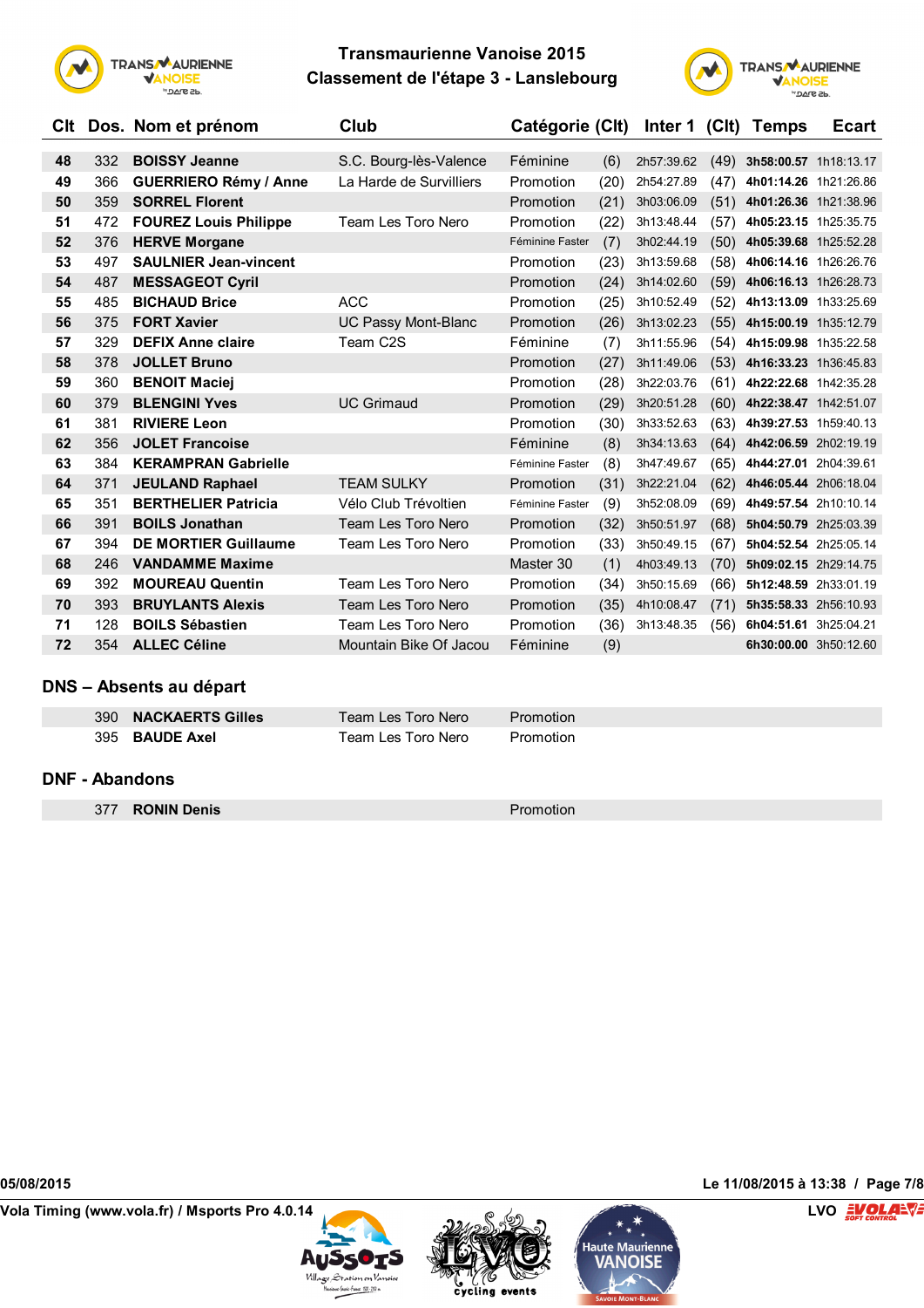# Transmaurienne Vanoise 2015
## Classement de l'étape 3 - Lanslebourg

| Clt | Dos. | Nom et prénom | Club | Catégorie | (Clt) | Inter 1 | (Clt) | Temps | Ecart |
|---|---|---|---|---|---|---|---|---|---|
| 48 | 332 | **BOISSY Jeanne** | S.C. Bourg-lès-Valence | Féminine | (6) | 2h57:39.62 | (49) | **3h58:00.57** | 1h18:13.17 |
| 49 | 366 | **GUERRIERO Rémy / Anne** | La Harde de Survilliers | Promotion | (20) | 2h54:27.89 | (47) | **4h01:14.26** | 1h21:26.86 |
| 50 | 359 | **SORREL Florent** | | Promotion | (21) | 3h03:06.09 | (51) | **4h01:26.36** | 1h21:38.96 |
| 51 | 472 | **FOUREZ Louis Philippe** | Team Les Toro Nero | Promotion | (22) | 3h13:48.44 | (57) | **4h05:23.15** | 1h25:35.75 |
| 52 | 376 | **HERVE Morgane** | | Féminine Faster | (7) | 3h02:44.19 | (50) | **4h05:39.68** | 1h25:52.28 |
| 53 | 497 | **SAULNIER Jean-vincent** | | Promotion | (23) | 3h13:59.68 | (58) | **4h06:14.16** | 1h26:26.76 |
| 54 | 487 | **MESSAGEOT Cyril** | | Promotion | (24) | 3h14:02.60 | (59) | **4h06:16.13** | 1h26:28.73 |
| 55 | 485 | **BICHAUD Brice** | ACC | Promotion | (25) | 3h10:52.49 | (52) | **4h13:13.09** | 1h33:25.69 |
| 56 | 375 | **FORT Xavier** | UC Passy Mont-Blanc | Promotion | (26) | 3h13:02.23 | (55) | **4h15:00.19** | 1h35:12.79 |
| 57 | 329 | **DEFIX Anne claire** | Team C2S | Féminine | (7) | 3h11:55.96 | (54) | **4h15:09.98** | 1h35:22.58 |
| 58 | 378 | **JOLLET Bruno** | | Promotion | (27) | 3h11:49.06 | (53) | **4h16:33.23** | 1h36:45.83 |
| 59 | 360 | **BENOIT Maciej** | | Promotion | (28) | 3h22:03.76 | (61) | **4h22:22.68** | 1h42:35.28 |
| 60 | 379 | **BLENGINI Yves** | UC Grimaud | Promotion | (29) | 3h20:51.28 | (60) | **4h22:38.47** | 1h42:51.07 |
| 61 | 381 | **RIVIERE Leon** | | Promotion | (30) | 3h33:52.63 | (63) | **4h39:27.53** | 1h59:40.13 |
| 62 | 356 | **JOLET Francoise** | | Féminine | (8) | 3h34:13.63 | (64) | **4h42:06.59** | 2h02:19.19 |
| 63 | 384 | **KERAMPRAN Gabrielle** | | Féminine Faster | (8) | 3h47:49.67 | (65) | **4h44:27.01** | 2h04:39.61 |
| 64 | 371 | **JEULAND Raphael** | TEAM SULKY | Promotion | (31) | 3h22:21.04 | (62) | **4h46:05.44** | 2h06:18.04 |
| 65 | 351 | **BERTHELIER Patricia** | Vélo Club Trévoltien | Féminine Faster | (9) | 3h52:08.09 | (69) | **4h49:57.54** | 2h10:10.14 |
| 66 | 391 | **BOILS Jonathan** | Team Les Toro Nero | Promotion | (32) | 3h50:51.97 | (68) | **5h04:50.79** | 2h25:03.39 |
| 67 | 394 | **DE MORTIER Guillaume** | Team Les Toro Nero | Promotion | (33) | 3h50:49.15 | (67) | **5h04:52.54** | 2h25:05.14 |
| 68 | 246 | **VANDAMME Maxime** | | Master 30 | (1) | 4h03:49.13 | (70) | **5h09:02.15** | 2h29:14.75 |
| 69 | 392 | **MOUREAU Quentin** | Team Les Toro Nero | Promotion | (34) | 3h50:15.69 | (66) | **5h12:48.59** | 2h33:01.19 |
| 70 | 393 | **BRUYLANTS Alexis** | Team Les Toro Nero | Promotion | (35) | 4h10:08.47 | (71) | **5h35:58.33** | 2h56:10.93 |
| 71 | 128 | **BOILS Sébastien** | Team Les Toro Nero | Promotion | (36) | 3h13:48.35 | (56) | **6h04:51.61** | 3h25:04.21 |
| 72 | 354 | **ALLEC Céline** | Mountain Bike Of Jacou | Féminine | (9) | | | **6h30:00.00** | 3h50:12.60 |

## DNS – Absents au départ

| Dos. | Nom et prénom | Club | Catégorie |
|---|---|---|---|
| 390 | **NACKAERTS Gilles** | Team Les Toro Nero | Promotion |
| 395 | **BAUDE Axel** | Team Les Toro Nero | Promotion |

## DNF - Abandons

| Dos. | Nom et prénom | Club | Catégorie |
|---|---|---|---|
| 377 | **RONIN Denis** | | Promotion |

05/08/2015 — Le 11/08/2015 à 13:38

Vola Timing (www.vola.fr) / Msports Pro 4.0.14 — LVO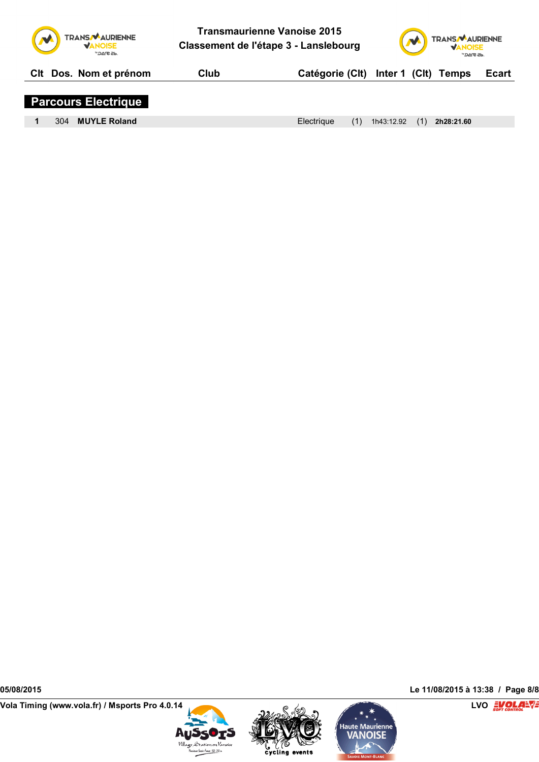# Transmaurienne Vanoise 2015
## Classement de l'étape 3 - Lanslebourg

| Clt | Dos. | Nom et prénom | Club | Catégorie (Clt) | | Inter 1 | (Clt) | Temps | Ecart |
|---|---|---|---|---|---|---|---|---|---|
| **Parcours Electrique** | | | | | | | | | |
| **1** | 304 | **MUYLE Roland** | | Electrique | (1) | 1h43:12.92 | (1) | **2h28:21.60** | |

05/08/2015

Le 11/08/2015 à 13:38

Vola Timing (www.vola.fr) / Msports Pro 4.0.14

LVO